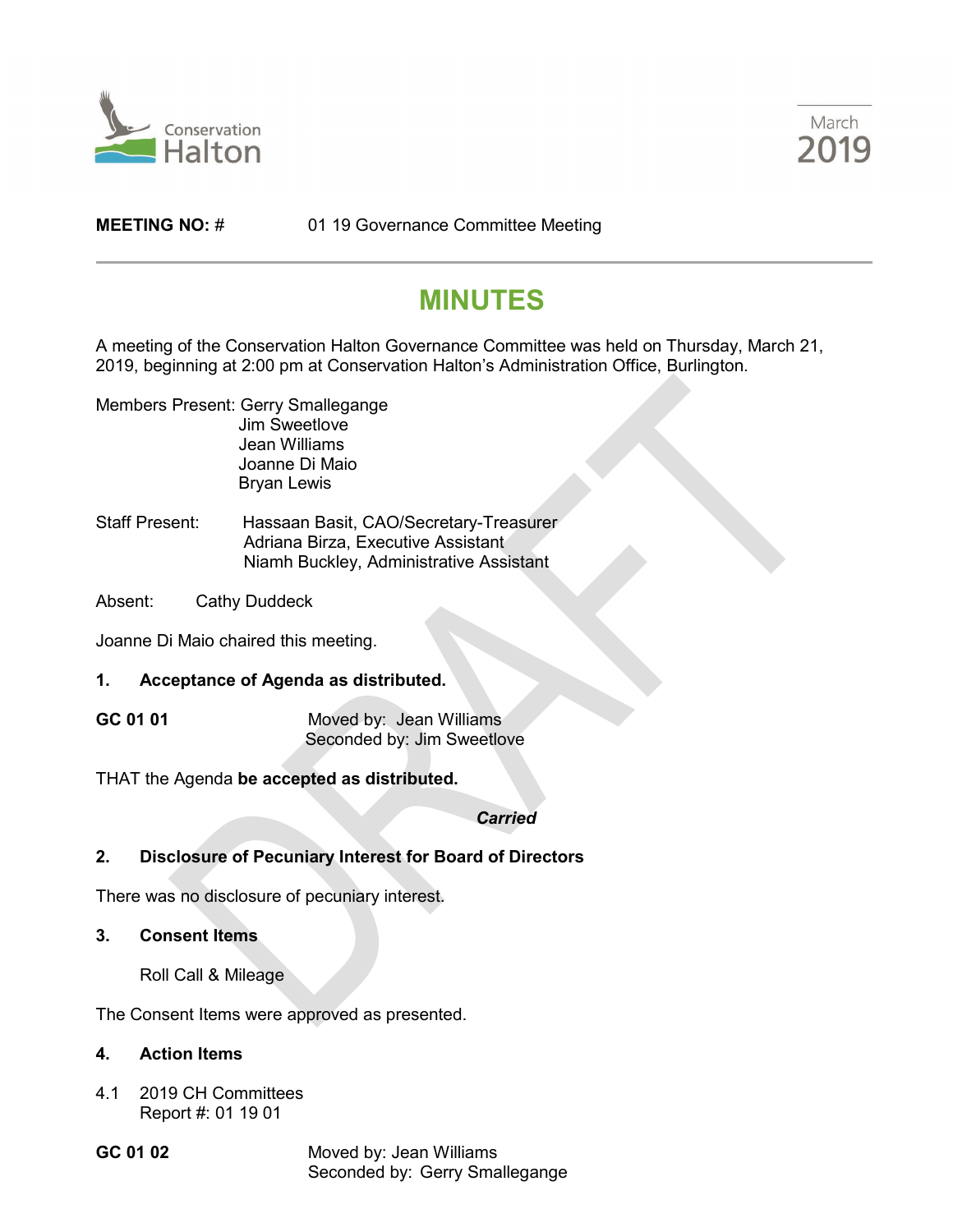Conservation Halton

March 2019

**MEETING NO: #** 01 19 Governance Committee Meeting

# MINUTES

A meeting of the Conservation Halton Governance Committee was held on Thursday, March 21, 2019, beginning at 2:00 pm at Conservation Halton's Administration Office, Burlington.

Members Present: Gerry Smallegange
Jim Sweetlove
Jean Williams
Joanne Di Maio
Bryan Lewis

Staff Present: Hassaan Basit, CAO/Secretary-Treasurer
Adriana Birza, Executive Assistant
Niamh Buckley, Administrative Assistant

Absent: Cathy Duddeck

Joanne Di Maio chaired this meeting.

**1. Acceptance of Agenda as distributed.**

**GC 01 01** Moved by: Jean Williams
Seconded by: Jim Sweetlove

THAT the Agenda **be accepted as distributed.**

***Carried***

**2. Disclosure of Pecuniary Interest for Board of Directors**

There was no disclosure of pecuniary interest.

**3. Consent Items**

Roll Call & Mileage

The Consent Items were approved as presented.

**4. Action Items**

4.1 2019 CH Committees
Report #: 01 19 01

**GC 01 02** Moved by: Jean Williams
Seconded by: Gerry Smallegange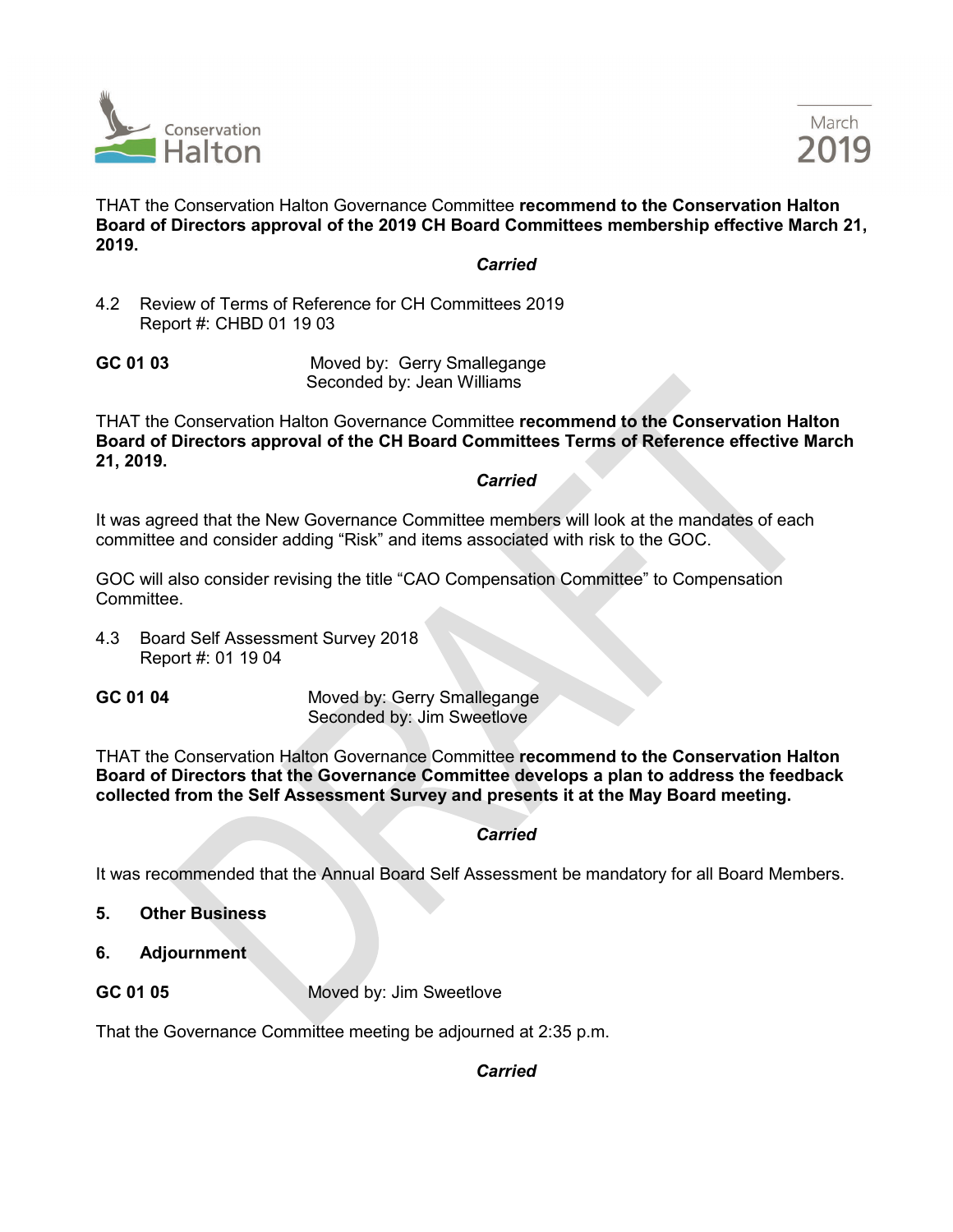THAT the Conservation Halton Governance Committee **recommend to the Conservation Halton Board of Directors approval of the 2019 CH Board Committees membership effective March 21, 2019.**

***Carried***

4.2 Review of Terms of Reference for CH Committees 2019
Report #: CHBD 01 19 03

**GC 01 03** Moved by: Gerry Smallegange
Seconded by: Jean Williams

THAT the Conservation Halton Governance Committee **recommend to the Conservation Halton Board of Directors approval of the CH Board Committees Terms of Reference effective March 21, 2019.**

***Carried***

It was agreed that the New Governance Committee members will look at the mandates of each committee and consider adding "Risk" and items associated with risk to the GOC.

GOC will also consider revising the title "CAO Compensation Committee" to Compensation Committee.

4.3 Board Self Assessment Survey 2018
Report #: 01 19 04

**GC 01 04** Moved by: Gerry Smallegange
Seconded by: Jim Sweetlove

THAT the Conservation Halton Governance Committee **recommend to the Conservation Halton Board of Directors that the Governance Committee develops a plan to address the feedback collected from the Self Assessment Survey and presents it at the May Board meeting.**

***Carried***

It was recommended that the Annual Board Self Assessment be mandatory for all Board Members.

**5. Other Business**

**6. Adjournment**

**GC 01 05** Moved by: Jim Sweetlove

That the Governance Committee meeting be adjourned at 2:35 p.m.

***Carried***